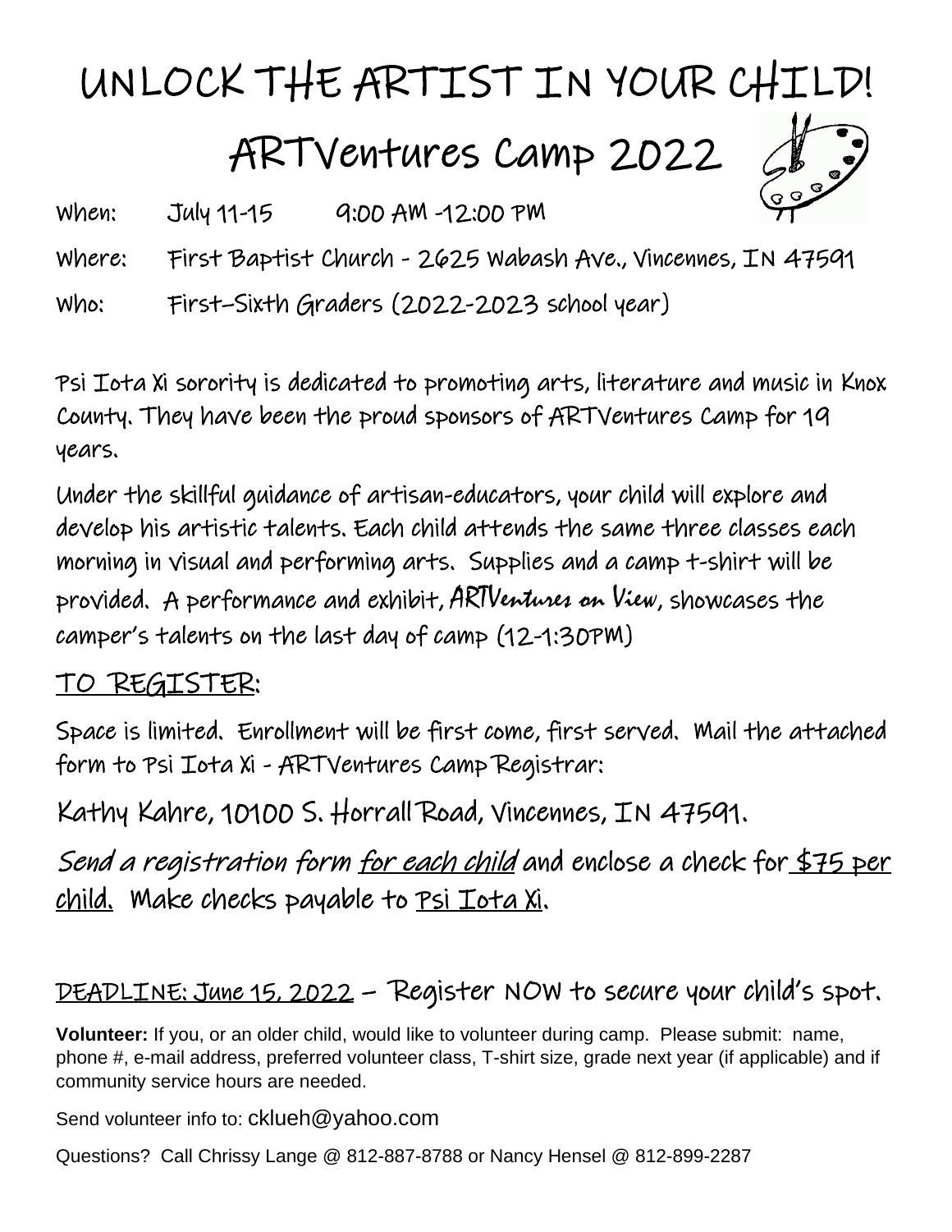# UNLOCK THE ARTIST IN YOUR CHILD!

# ARTVentures Camp 2022

When: July 11-15 9:00 AM -12:00 PM

Where: First Baptist Church - 2625 Wabash Ave., Vincennes, IN 47591

Who: First–Sixth Graders (2022-2023 school year)

Psi Iota Xi sorority is dedicated to promoting arts, literature and music in Knox County. They have been the proud sponsors of ARTVentures Camp for 19 years.

Under the skillful guidance of artisan-educators, your child will explore and develop his artistic talents. Each child attends the same three classes each morning in visual and performing arts. Supplies and a camp t-shirt will be provided. A performance and exhibit, *ARTVentures on View*, showcases the camper's talents on the last day of camp (12-1:30PM)

## TO REGISTER:

Space is limited. Enrollment will be first come, first served. Mail the attached form to Psi Iota Xi - ARTVentures Camp Registrar:

Kathy Kahre, 10100 S. Horrall Road, Vincennes, IN 47591.

*Send a registration form for each child* and enclose a check for $75 per child. Make checks payable to Psi Iota Xi.

DEADLINE: June 15, 2022 – Register NOW to secure your child's spot.

**Volunteer:** If you, or an older child, would like to volunteer during camp. Please submit: name, phone #, e-mail address, preferred volunteer class, T-shirt size, grade next year (if applicable) and if community service hours are needed.

Send volunteer info to: cklueh@yahoo.com

Questions? Call Chrissy Lange @ 812-887-8788 or Nancy Hensel @ 812-899-2287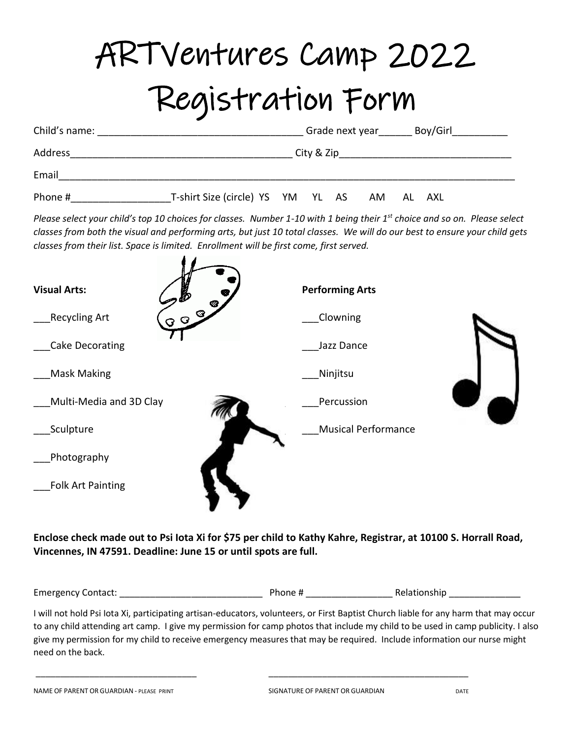# ARTVentures Camp 2022 Registration Form

Child's name: ____________________________________ Grade next year______ Boy/Girl__________

Address________________________________________ City & Zip______________________________

Email_________________________________________________________________________________

Phone #_________________T-shirt Size (circle) YS YM YL AS AM AL AXL

*Please select your child's top 10 choices for classes. Number 1-10 with 1 being their 1st choice and so on. Please select classes from both the visual and performing arts, but just 10 total classes. We will do our best to ensure your child gets classes from their list. Space is limited. Enrollment will be first come, first served.*

**Visual Arts:**

___Recycling Art

___Cake Decorating

___Mask Making

___Multi-Media and 3D Clay

___Sculpture

___Photography

___Folk Art Painting

**Performing Arts**

___Clowning

___Jazz Dance

___Ninjitsu

___Percussion

___Musical Performance

**Enclose check made out to Psi Iota Xi for $75 per child to Kathy Kahre, Registrar, at 10100 S. Horrall Road, Vincennes, IN 47591. Deadline: June 15 or until spots are full.**

Emergency Contact: ____________________________ Phone # _________________ Relationship ______________

I will not hold Psi Iota Xi, participating artisan-educators, volunteers, or First Baptist Church liable for any harm that may occur to any child attending art camp. I give my permission for camp photos that include my child to be used in camp publicity. I also give my permission for my child to receive emergency measures that may be required. Include information our nurse might need on the back.

_________________________________ ___________________________________________

NAME OF PARENT OR GUARDIAN - PLEASE PRINT SIGNATURE OF PARENT OR GUARDIAN DATE